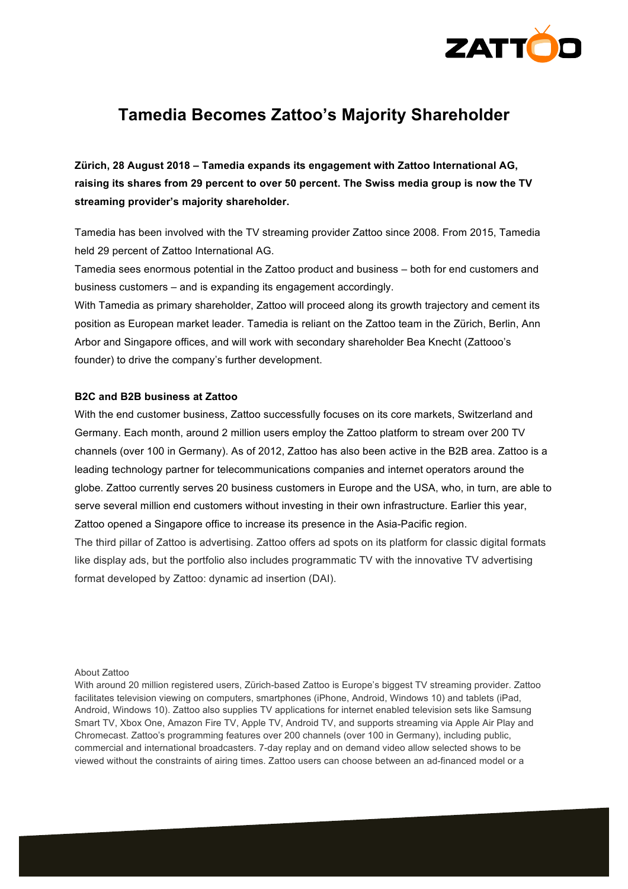# Tamedia Becomes Zattoo's Majority Shareholder

**Zürich, 28 August 2018 – Tamedia expands its engagement with Zattoo International AG, raising its shares from 29 percent to over 50 percent. The Swiss media group is now the TV streaming provider's majority shareholder.**

Tamedia has been involved with the TV streaming provider Zattoo since 2008. From 2015, Tamedia held 29 percent of Zattoo International AG.

Tamedia sees enormous potential in the Zattoo product and business – both for end customers and business customers – and is expanding its engagement accordingly.

With Tamedia as primary shareholder, Zattoo will proceed along its growth trajectory and cement its position as European market leader. Tamedia is reliant on the Zattoo team in the Zürich, Berlin, Ann Arbor and Singapore offices, and will work with secondary shareholder Bea Knecht (Zattooo's founder) to drive the company's further development.

### B2C and B2B business at Zattoo

With the end customer business, Zattoo successfully focuses on its core markets, Switzerland and Germany. Each month, around 2 million users employ the Zattoo platform to stream over 200 TV channels (over 100 in Germany). As of 2012, Zattoo has also been active in the B2B area. Zattoo is a leading technology partner for telecommunications companies and internet operators around the globe. Zattoo currently serves 20 business customers in Europe and the USA, who, in turn, are able to serve several million end customers without investing in their own infrastructure. Earlier this year, Zattoo opened a Singapore office to increase its presence in the Asia-Pacific region.

The third pillar of Zattoo is advertising. Zattoo offers ad spots on its platform for classic digital formats like display ads, but the portfolio also includes programmatic TV with the innovative TV advertising format developed by Zattoo: dynamic ad insertion (DAI).

About Zattoo

With around 20 million registered users, Zürich-based Zattoo is Europe's biggest TV streaming provider. Zattoo facilitates television viewing on computers, smartphones (iPhone, Android, Windows 10) and tablets (iPad, Android, Windows 10). Zattoo also supplies TV applications for internet enabled television sets like Samsung Smart TV, Xbox One, Amazon Fire TV, Apple TV, Android TV, and supports streaming via Apple Air Play and Chromecast. Zattoo's programming features over 200 channels (over 100 in Germany), including public, commercial and international broadcasters. 7-day replay and on demand video allow selected shows to be viewed without the constraints of airing times. Zattoo users can choose between an ad-financed model or a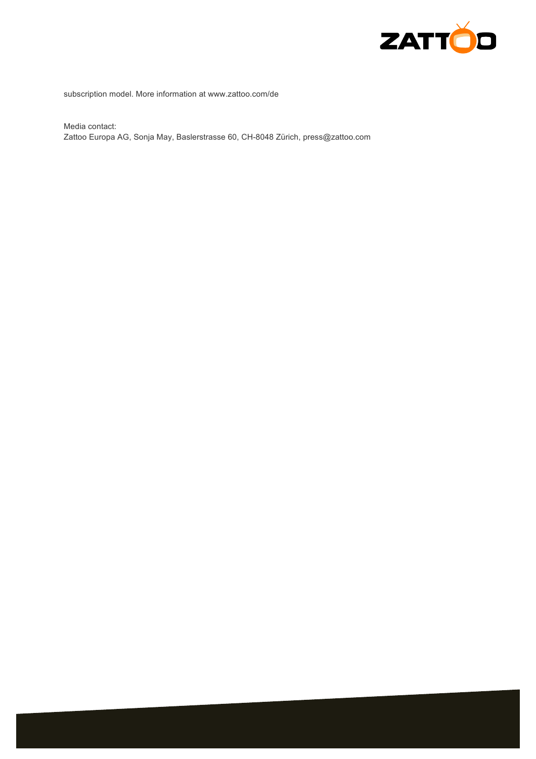subscription model. More information at www.zattoo.com/de

Media contact:
Zattoo Europa AG, Sonja May, Baslerstrasse 60, CH-8048 Zürich, press@zattoo.com